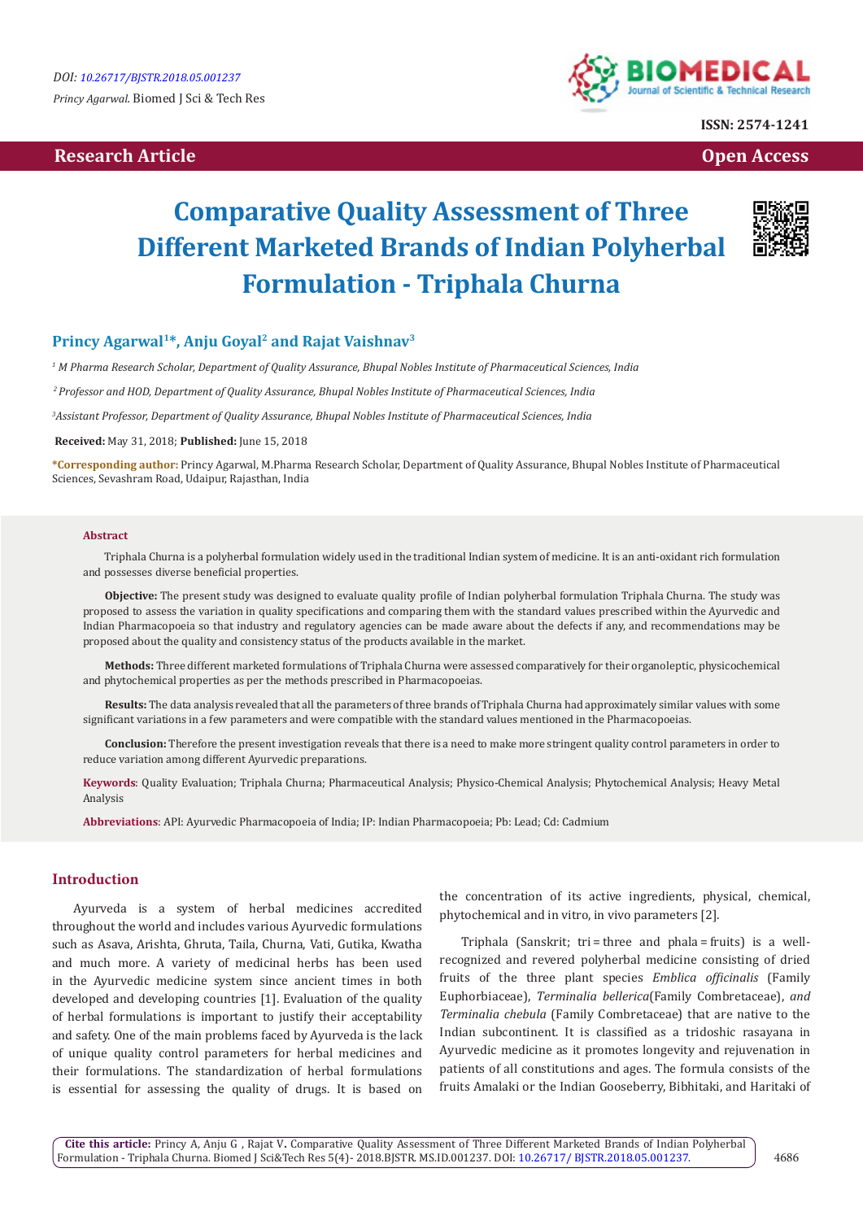DOI: 10.26717/BJSTR.2018.05.001237

*Princy Agarwal.* Biomed J Sci & Tech Res

ISSN: 2574-1241

Research Article

Open Access

# Comparative Quality Assessment of Three Different Marketed Brands of Indian Polyherbal Formulation - Triphala Churna

**Princy Agarwal[1]\*, Anju Goyal[2] and Rajat Vaishnav[3]**

*[1] M Pharma Research Scholar, Department of Quality Assurance, Bhupal Nobles Institute of Pharmaceutical Sciences, India*

*[2] Professor and HOD, Department of Quality Assurance, Bhupal Nobles Institute of Pharmaceutical Sciences, India*

*[3]Assistant Professor, Department of Quality Assurance, Bhupal Nobles Institute of Pharmaceutical Sciences, India*

**Received:** May 31, 2018; **Published:** June 15, 2018

**\*Corresponding author:** Princy Agarwal, M.Pharma Research Scholar, Department of Quality Assurance, Bhupal Nobles Institute of Pharmaceutical Sciences, Sevashram Road, Udaipur, Rajasthan, India

### Abstract

Triphala Churna is a polyherbal formulation widely used in the traditional Indian system of medicine. It is an anti-oxidant rich formulation and possesses diverse beneficial properties.

**Objective:** The present study was designed to evaluate quality profile of Indian polyherbal formulation Triphala Churna. The study was proposed to assess the variation in quality specifications and comparing them with the standard values prescribed within the Ayurvedic and Indian Pharmacopoeia so that industry and regulatory agencies can be made aware about the defects if any, and recommendations may be proposed about the quality and consistency status of the products available in the market.

**Methods:** Three different marketed formulations of Triphala Churna were assessed comparatively for their organoleptic, physicochemical and phytochemical properties as per the methods prescribed in Pharmacopoeias.

**Results:** The data analysis revealed that all the parameters of three brands of Triphala Churna had approximately similar values with some significant variations in a few parameters and were compatible with the standard values mentioned in the Pharmacopoeias.

**Conclusion:** Therefore the present investigation reveals that there is a need to make more stringent quality control parameters in order to reduce variation among different Ayurvedic preparations.

**Keywords**: Quality Evaluation; Triphala Churna; Pharmaceutical Analysis; Physico-Chemical Analysis; Phytochemical Analysis; Heavy Metal Analysis

**Abbreviations**: API: Ayurvedic Pharmacopoeia of India; IP: Indian Pharmacopoeia; Pb: Lead; Cd: Cadmium

## Introduction

Ayurveda is a system of herbal medicines accredited throughout the world and includes various Ayurvedic formulations such as Asava, Arishta, Ghruta, Taila, Churna, Vati, Gutika, Kwatha and much more. A variety of medicinal herbs has been used in the Ayurvedic medicine system since ancient times in both developed and developing countries [1]. Evaluation of the quality of herbal formulations is important to justify their acceptability and safety. One of the main problems faced by Ayurveda is the lack of unique quality control parameters for herbal medicines and their formulations. The standardization of herbal formulations is essential for assessing the quality of drugs. It is based on the concentration of its active ingredients, physical, chemical, phytochemical and in vitro, in vivo parameters [2].

Triphala (Sanskrit; tri = three and phala = fruits) is a well-recognized and revered polyherbal medicine consisting of dried fruits of the three plant species *Emblica officinalis* (Family Euphorbiaceae), *Terminalia bellerica*(Family Combretaceae), *and Terminalia chebula* (Family Combretaceae) that are native to the Indian subcontinent. It is classified as a tridoshic rasayana in Ayurvedic medicine as it promotes longevity and rejuvenation in patients of all constitutions and ages. The formula consists of the fruits Amalaki or the Indian Gooseberry, Bibhitaki, and Haritaki of

**Cite this article:** Princy A, Anju G , Rajat V. Comparative Quality Assessment of Three Different Marketed Brands of Indian Polyherbal Formulation - Triphala Churna. Biomed J Sci&Tech Res 5(4)- 2018.BJSTR. MS.ID.001237. DOI: 10.26717/ BJSTR.2018.05.001237.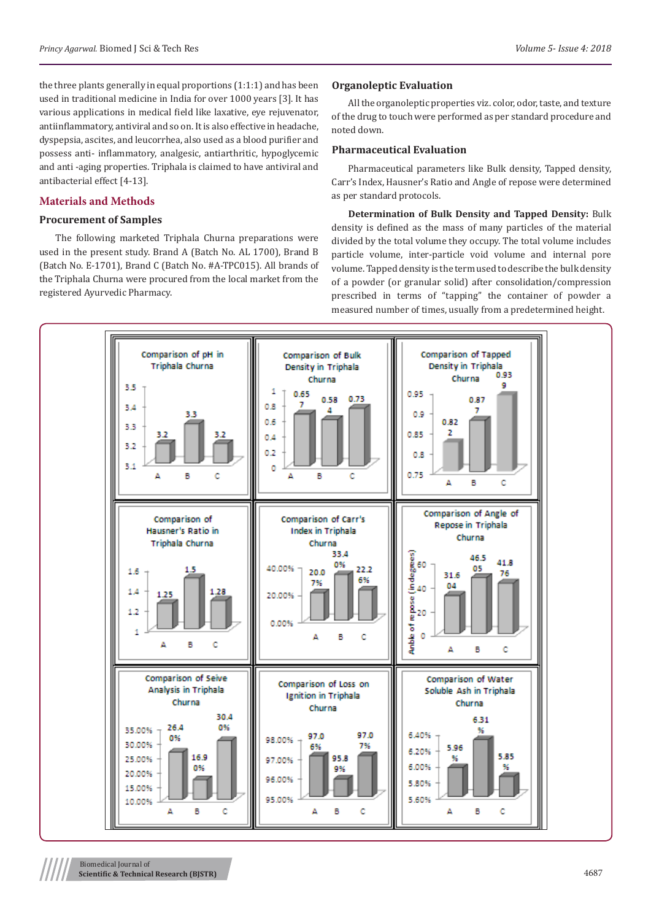the three plants generally in equal proportions (1:1:1) and has been used in traditional medicine in India for over 1000 years [3]. It has various applications in medical field like laxative, eye rejuvenator, antiinflammatory, antiviral and so on. It is also effective in headache, dyspepsia, ascites, and leucorrhea, also used as a blood purifier and possess anti- inflammatory, analgesic, antiarthritic, hypoglycemic and anti -aging properties. Triphala is claimed to have antiviral and antibacterial effect [4-13].

## Materials and Methods

### Procurement of Samples

The following marketed Triphala Churna preparations were used in the present study. Brand A (Batch No. AL 1700), Brand B (Batch No. E-1701), Brand C (Batch No. #A-TPC015). All brands of the Triphala Churna were procured from the local market from the registered Ayurvedic Pharmacy.

### Organoleptic Evaluation

All the organoleptic properties viz. color, odor, taste, and texture of the drug to touch were performed as per standard procedure and noted down.

### Pharmaceutical Evaluation

Pharmaceutical parameters like Bulk density, Tapped density, Carr's Index, Hausner's Ratio and Angle of repose were determined as per standard protocols.

**Determination of Bulk Density and Tapped Density:** Bulk density is defined as the mass of many particles of the material divided by the total volume they occupy. The total volume includes particle volume, inter-particle void volume and internal pore volume. Tapped density is the term used to describe the bulk density of a powder (or granular solid) after consolidation/compression prescribed in terms of "tapping" the container of powder a measured number of times, usually from a predetermined height.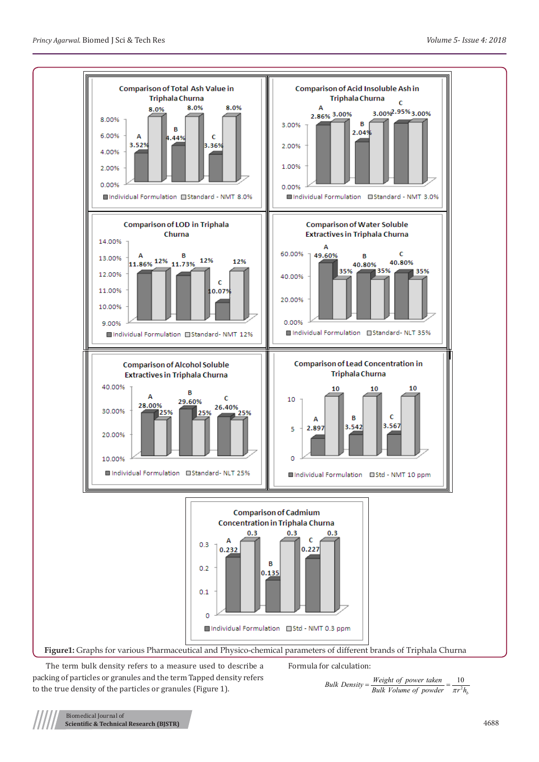**Figure1:** Graphs for various Pharmaceutical and Physico-chemical parameters of different brands of Triphala Churna

The term bulk density refers to a measure used to describe a packing of particles or granules and the term Tapped density refers to the true density of the particles or granules (Figure 1).

Formula for calculation:

$$Bulk\ Density = \frac{Weight\ of\ power\ taken}{Bulk\ Volume\ of\ powder} = \frac{10}{\pi r^2 h_b}$$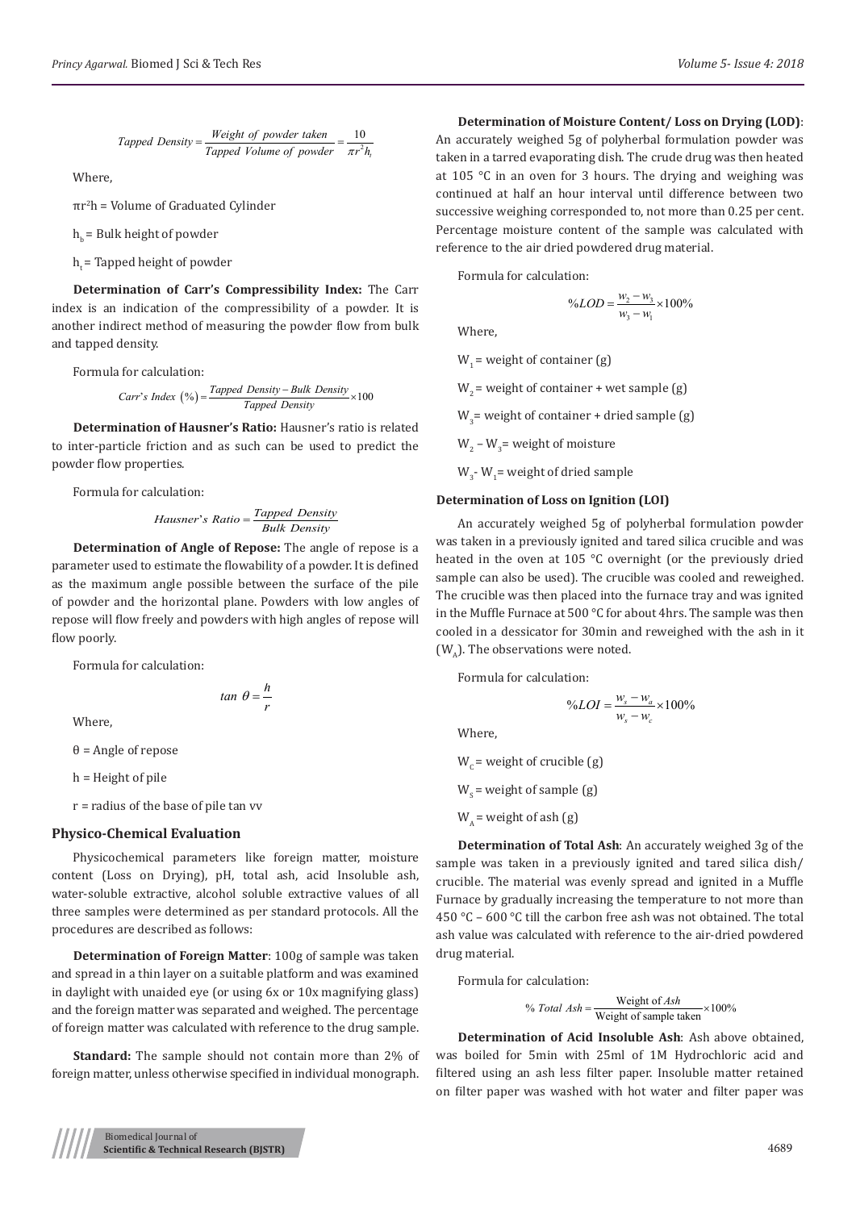$$Tapped\ Density = \frac{Weight\ of\ powder\ taken}{Tapped\ Volume\ of\ powder} = \frac{10}{\pi r^2 h_t}$$

Where,

$\pi r^2 h$ = Volume of Graduated Cylinder

$h_b$ = Bulk height of powder

$h_t$ = Tapped height of powder

**Determination of Carr's Compressibility Index:** The Carr index is an indication of the compressibility of a powder. It is another indirect method of measuring the powder flow from bulk and tapped density.

Formula for calculation:

$$Carr's\ Index\ (\%) = \frac{Tapped\ Density - Bulk\ Density}{Tapped\ Density} \times 100$$

**Determination of Hausner's Ratio:** Hausner's ratio is related to inter-particle friction and as such can be used to predict the powder flow properties.

Formula for calculation:

$$Hausner's\ Ratio = \frac{Tapped\ Density}{Bulk\ Density}$$

**Determination of Angle of Repose:** The angle of repose is a parameter used to estimate the flowability of a powder. It is defined as the maximum angle possible between the surface of the pile of powder and the horizontal plane. Powders with low angles of repose will flow freely and powders with high angles of repose will flow poorly.

Formula for calculation:

$$tan\ \theta = \frac{h}{r}$$

Where,

θ = Angle of repose

h = Height of pile

r = radius of the base of pile tan vv

## Physico-Chemical Evaluation

Physicochemical parameters like foreign matter, moisture content (Loss on Drying), pH, total ash, acid Insoluble ash, water-soluble extractive, alcohol soluble extractive values of all three samples were determined as per standard protocols. All the procedures are described as follows:

**Determination of Foreign Matter**: 100g of sample was taken and spread in a thin layer on a suitable platform and was examined in daylight with unaided eye (or using 6x or 10x magnifying glass) and the foreign matter was separated and weighed. The percentage of foreign matter was calculated with reference to the drug sample.

**Standard:** The sample should not contain more than 2% of foreign matter, unless otherwise specified in individual monograph.

**Determination of Moisture Content/ Loss on Drying (LOD)**: An accurately weighed 5g of polyherbal formulation powder was taken in a tarred evaporating dish. The crude drug was then heated at 105 °C in an oven for 3 hours. The drying and weighing was continued at half an hour interval until difference between two successive weighing corresponded to, not more than 0.25 per cent. Percentage moisture content of the sample was calculated with reference to the air dried powdered drug material.

Formula for calculation:

$$\%LOD = \frac{w_2 - w_3}{w_3 - w_1} \times 100\%$$

Where,

$W_1$ = weight of container (g)

$W_2$ = weight of container + wet sample (g)

$W_3$ = weight of container + dried sample (g)

$W_2 - W_3$ = weight of moisture

$W_3 - W_1$ = weight of dried sample

### Determination of Loss on Ignition (LOI)

An accurately weighed 5g of polyherbal formulation powder was taken in a previously ignited and tared silica crucible and was heated in the oven at 105 °C overnight (or the previously dried sample can also be used). The crucible was cooled and reweighed. The crucible was then placed into the furnace tray and was ignited in the Muffle Furnace at 500 °C for about 4hrs. The sample was then cooled in a dessicator for 30min and reweighed with the ash in it ($W_A$). The observations were noted.

Formula for calculation:

$$\%LOI = \frac{w_s - w_a}{w_s - w_c} \times 100\%$$

Where,

$W_C$ = weight of crucible (g)

$W_S$ = weight of sample (g)

$W_A$ = weight of ash (g)

**Determination of Total Ash**: An accurately weighed 3g of the sample was taken in a previously ignited and tared silica dish/ crucible. The material was evenly spread and ignited in a Muffle Furnace by gradually increasing the temperature to not more than 450 °C – 600 °C till the carbon free ash was not obtained. The total ash value was calculated with reference to the air-dried powdered drug material.

Formula for calculation:

$$\%\ Total\ Ash = \frac{\text{Weight of } Ash}{\text{Weight of sample taken}} \times 100\%$$

**Determination of Acid Insoluble Ash**: Ash above obtained, was boiled for 5min with 25ml of 1M Hydrochloric acid and filtered using an ash less filter paper. Insoluble matter retained on filter paper was washed with hot water and filter paper was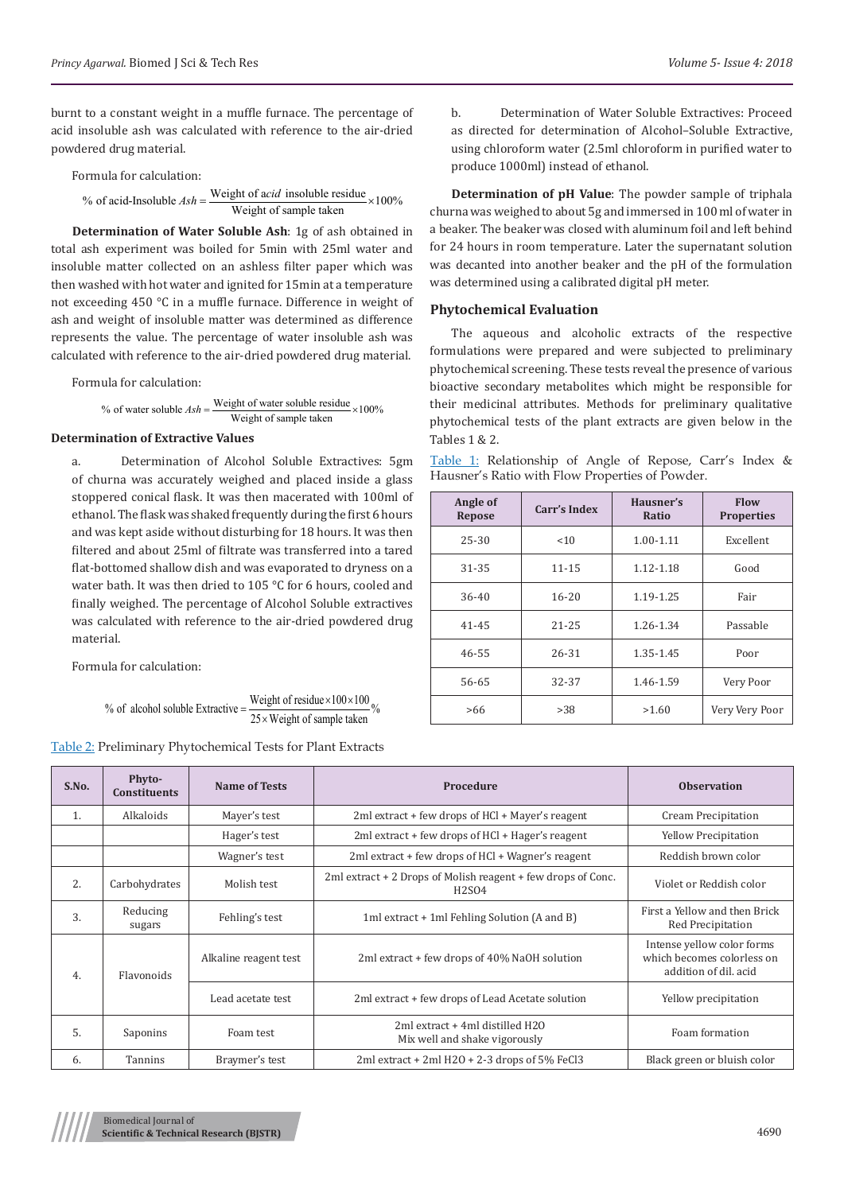burnt to a constant weight in a muffle furnace. The percentage of acid insoluble ash was calculated with reference to the air-dried powdered drug material.

Formula for calculation:

$$\%\text{ of acid-Insoluble } Ash = \frac{\text{Weight of } acid \text{ insoluble residue}}{\text{Weight of sample taken}} \times 100\%$$

**Determination of Water Soluble Ash**: 1g of ash obtained in total ash experiment was boiled for 5min with 25ml water and insoluble matter collected on an ashless filter paper which was then washed with hot water and ignited for 15min at a temperature not exceeding 450 °C in a muffle furnace. Difference in weight of ash and weight of insoluble matter was determined as difference represents the value. The percentage of water insoluble ash was calculated with reference to the air-dried powdered drug material.

Formula for calculation:

$$\%\text{ of water soluble } Ash = \frac{\text{Weight of water soluble residue}}{\text{Weight of sample taken}} \times 100\%$$

**Determination of Extractive Values**

a. Determination of Alcohol Soluble Extractives: 5gm of churna was accurately weighed and placed inside a glass stoppered conical flask. It was then macerated with 100ml of ethanol. The flask was shaked frequently during the first 6 hours and was kept aside without disturbing for 18 hours. It was then filtered and about 25ml of filtrate was transferred into a tared flat-bottomed shallow dish and was evaporated to dryness on a water bath. It was then dried to 105 °C for 6 hours, cooled and finally weighed. The percentage of Alcohol Soluble extractives was calculated with reference to the air-dried powdered drug material.

Formula for calculation:

$$\%\text{ of alcohol soluble Extractive} = \frac{\text{Weight of residue} \times 100 \times 100}{25 \times \text{Weight of sample taken}}\%$$

b. Determination of Water Soluble Extractives: Proceed as directed for determination of Alcohol–Soluble Extractive, using chloroform water (2.5ml chloroform in purified water to produce 1000ml) instead of ethanol.

**Determination of pH Value**: The powder sample of triphala churna was weighed to about 5g and immersed in 100 ml of water in a beaker. The beaker was closed with aluminum foil and left behind for 24 hours in room temperature. Later the supernatant solution was decanted into another beaker and the pH of the formulation was determined using a calibrated digital pH meter.

## Phytochemical Evaluation

The aqueous and alcoholic extracts of the respective formulations were prepared and were subjected to preliminary phytochemical screening. These tests reveal the presence of various bioactive secondary metabolites which might be responsible for their medicinal attributes. Methods for preliminary qualitative phytochemical tests of the plant extracts are given below in the Tables 1 & 2.

Table 1: Relationship of Angle of Repose, Carr's Index & Hausner's Ratio with Flow Properties of Powder.

| Angle of Repose | Carr's Index | Hausner's Ratio | Flow Properties |
|---|---|---|---|
| 25-30 | <10 | 1.00-1.11 | Excellent |
| 31-35 | 11-15 | 1.12-1.18 | Good |
| 36-40 | 16-20 | 1.19-1.25 | Fair |
| 41-45 | 21-25 | 1.26-1.34 | Passable |
| 46-55 | 26-31 | 1.35-1.45 | Poor |
| 56-65 | 32-37 | 1.46-1.59 | Very Poor |
| >66 | >38 | >1.60 | Very Very Poor |

Table 2: Preliminary Phytochemical Tests for Plant Extracts

| S.No. | Phyto-Constituents | Name of Tests | Procedure | Observation |
|---|---|---|---|---|
| 1. | Alkaloids | Mayer's test | 2ml extract + few drops of HCl + Mayer's reagent | Cream Precipitation |
| | | Hager's test | 2ml extract + few drops of HCl + Hager's reagent | Yellow Precipitation |
| | | Wagner's test | 2ml extract + few drops of HCl + Wagner's reagent | Reddish brown color |
| 2. | Carbohydrates | Molish test | 2ml extract + 2 Drops of Molish reagent + few drops of Conc. $H_2SO_4$ | Violet or Reddish color |
| 3. | Reducing sugars | Fehling's test | 1ml extract + 1ml Fehling Solution (A and B) | First a Yellow and then Brick Red Precipitation |
| 4. | Flavonoids | Alkaline reagent test | 2ml extract + few drops of 40% NaOH solution | Intense yellow color forms which becomes colorless on addition of dil. acid |
| | | Lead acetate test | 2ml extract + few drops of Lead Acetate solution | Yellow precipitation |
| 5. | Saponins | Foam test | 2ml extract + 4ml distilled $H_2O$ Mix well and shake vigorously | Foam formation |
| 6. | Tannins | Braymer's test | 2ml extract + 2ml $H_2O$ + 2-3 drops of 5% $FeCl_3$ | Black green or bluish color |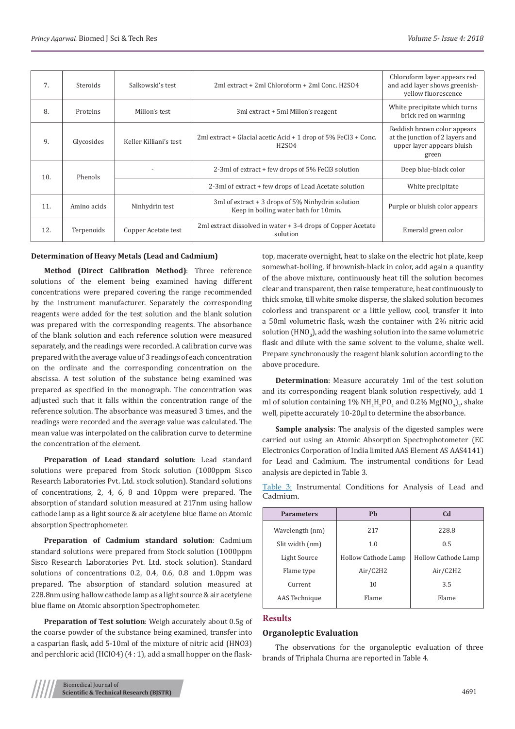| 7. | Steroids | Salkowski's test | 2ml extract + 2ml Chloroform + 2ml Conc. H2SO4 | Chloroform layer appears red and acid layer shows greenish-yellow fluorescence |
|---|---|---|---|---|
| 8. | Proteins | Millon's test | 3ml extract + 5ml Millon's reagent | White precipitate which turns brick red on warming |
| 9. | Glycosides | Keller Killiani's test | 2ml extract + Glacial acetic Acid + 1 drop of 5% FeCl3 + Conc. H2SO4 | Reddish brown color appears at the junction of 2 layers and upper layer appears bluish green |
| 10. | Phenols | - | 2-3ml of extract + few drops of 5% FeCl3 solution | Deep blue-black color |
| | | | 2-3ml of extract + few drops of Lead Acetate solution | White precipitate |
| 11. | Amino acids | Ninhydrin test | 3ml of extract + 3 drops of 5% Ninhydrin solution Keep in boiling water bath for 10min. | Purple or bluish color appears |
| 12. | Terpenoids | Copper Acetate test | 2ml extract dissolved in water + 3-4 drops of Copper Acetate solution | Emerald green color |

**Determination of Heavy Metals (Lead and Cadmium)**

**Method (Direct Calibration Method)**: Three reference solutions of the element being examined having different concentrations were prepared covering the range recommended by the instrument manufacturer. Separately the corresponding reagents were added for the test solution and the blank solution was prepared with the corresponding reagents. The absorbance of the blank solution and each reference solution were measured separately, and the readings were recorded. A calibration curve was prepared with the average value of 3 readings of each concentration on the ordinate and the corresponding concentration on the abscissa. A test solution of the substance being examined was prepared as specified in the monograph. The concentration was adjusted such that it falls within the concentration range of the reference solution. The absorbance was measured 3 times, and the readings were recorded and the average value was calculated. The mean value was interpolated on the calibration curve to determine the concentration of the element.

**Preparation of Lead standard solution**: Lead standard solutions were prepared from Stock solution (1000ppm Sisco Research Laboratories Pvt. Ltd. stock solution). Standard solutions of concentrations, 2, 4, 6, 8 and 10ppm were prepared. The absorption of standard solution measured at 217nm using hallow cathode lamp as a light source & air acetylene blue flame on Atomic absorption Spectrophotometer.

**Preparation of Cadmium standard solution**: Cadmium standard solutions were prepared from Stock solution (1000ppm Sisco Research Laboratories Pvt. Ltd. stock solution). Standard solutions of concentrations 0.2, 0.4, 0.6, 0.8 and 1.0ppm was prepared. The absorption of standard solution measured at 228.8nm using hallow cathode lamp as a light source & air acetylene blue flame on Atomic absorption Spectrophotometer.

**Preparation of Test solution**: Weigh accurately about 0.5g of the coarse powder of the substance being examined, transfer into a casparian flask, add 5-10ml of the mixture of nitric acid (HNO3) and perchloric acid (HClO4) (4 : 1), add a small hopper on the flask-top, macerate overnight, heat to slake on the electric hot plate, keep somewhat-boiling, if brownish-black in color, add again a quantity of the above mixture, continuously heat till the solution becomes clear and transparent, then raise temperature, heat continuously to thick smoke, till white smoke disperse, the slaked solution becomes colorless and transparent or a little yellow, cool, transfer it into a 50ml volumetric flask, wash the container with 2% nitric acid solution ($HNO_3$), add the washing solution into the same volumetric flask and dilute with the same solvent to the volume, shake well. Prepare synchronously the reagent blank solution according to the above procedure.

**Determination**: Measure accurately 1ml of the test solution and its corresponding reagent blank solution respectively, add 1 ml of solution containing 1% $NH_4H_2PO_4$ and 0.2% $Mg(NO_3)_2$, shake well, pipette accurately 10-20µl to determine the absorbance.

**Sample analysis**: The analysis of the digested samples were carried out using an Atomic Absorption Spectrophotometer (EC Electronics Corporation of India limited AAS Element AAS AAS4141) for Lead and Cadmium. The instrumental conditions for Lead analysis are depicted in Table 3.

Table 3: Instrumental Conditions for Analysis of Lead and Cadmium.

| Parameters | Pb | Cd |
|---|---|---|
| Wavelength (nm) | 217 | 228.8 |
| Slit width (nm) | 1.0 | 0.5 |
| Light Source | Hollow Cathode Lamp | Hollow Cathode Lamp |
| Flame type | Air/C2H2 | Air/C2H2 |
| Current | 10 | 3.5 |
| AAS Technique | Flame | Flame |

## Results

### Organoleptic Evaluation

The observations for the organoleptic evaluation of three brands of Triphala Churna are reported in Table 4.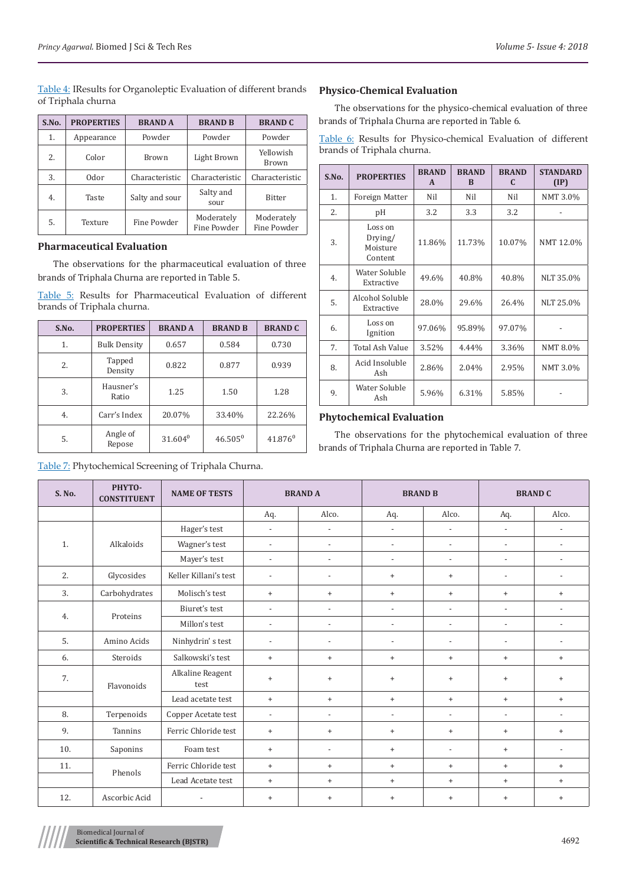Table 4: IResults for Organoleptic Evaluation of different brands of Triphala churna

| S.No. | PROPERTIES | BRAND A | BRAND B | BRAND C |
|---|---|---|---|---|
| 1. | Appearance | Powder | Powder | Powder |
| 2. | Color | Brown | Light Brown | Yellowish Brown |
| 3. | Odor | Characteristic | Characteristic | Characteristic |
| 4. | Taste | Salty and sour | Salty and sour | Bitter |
| 5. | Texture | Fine Powder | Moderately Fine Powder | Moderately Fine Powder |

### Pharmaceutical Evaluation

The observations for the pharmaceutical evaluation of three brands of Triphala Churna are reported in Table 5.

Table 5: Results for Pharmaceutical Evaluation of different brands of Triphala churna.

| S.No. | PROPERTIES | BRAND A | BRAND B | BRAND C |
|---|---|---|---|---|
| 1. | Bulk Density | 0.657 | 0.584 | 0.730 |
| 2. | Tapped Density | 0.822 | 0.877 | 0.939 |
| 3. | Hausner's Ratio | 1.25 | 1.50 | 1.28 |
| 4. | Carr's Index | 20.07% | 33.40% | 22.26% |
| 5. | Angle of Repose | $31.604^0$ | $46.505^0$ | $41.876^0$ |

### Physico-Chemical Evaluation

The observations for the physico-chemical evaluation of three brands of Triphala Churna are reported in Table 6.

Table 6: Results for Physico-chemical Evaluation of different brands of Triphala churna.

| S.No. | PROPERTIES | BRAND A | BRAND B | BRAND C | STANDARD (IP) |
|---|---|---|---|---|---|
| 1. | Foreign Matter | Nil | Nil | Nil | NMT 3.0% |
| 2. | pH | 3.2 | 3.3 | 3.2 | - |
| 3. | Loss on Drying/ Moisture Content | 11.86% | 11.73% | 10.07% | NMT 12.0% |
| 4. | Water Soluble Extractive | 49.6% | 40.8% | 40.8% | NLT 35.0% |
| 5. | Alcohol Soluble Extractive | 28.0% | 29.6% | 26.4% | NLT 25.0% |
| 6. | Loss on Ignition | 97.06% | 95.89% | 97.07% | - |
| 7. | Total Ash Value | 3.52% | 4.44% | 3.36% | NMT 8.0% |
| 8. | Acid Insoluble Ash | 2.86% | 2.04% | 2.95% | NMT 3.0% |
| 9. | Water Soluble Ash | 5.96% | 6.31% | 5.85% | - |

### Phytochemical Evaluation

The observations for the phytochemical evaluation of three brands of Triphala Churna are reported in Table 7.

Table 7: Phytochemical Screening of Triphala Churna.

| S. No. | PHYTO-CONSTITUENT | NAME OF TESTS | BRAND A | | BRAND B | | BRAND C | |
|---|---|---|---|---|---|---|---|---|
| | | | Aq. | Alco. | Aq. | Alco. | Aq. | Alco. |
| 1. | Alkaloids | Hager's test | - | - | - | - | - | - |
| | | Wagner's test | - | - | - | - | - | - |
| | | Mayer's test | - | - | - | - | - | - |
| 2. | Glycosides | Keller Killani's test | - | - | + | + | - | - |
| 3. | Carbohydrates | Molisch's test | + | + | + | + | + | + |
| 4. | Proteins | Biuret's test | - | - | - | - | - | - |
| | | Millon's test | - | - | - | - | - | - |
| 5. | Amino Acids | Ninhydrin' s test | - | - | - | - | - | - |
| 6. | Steroids | Salkowski's test | + | + | + | + | + | + |
| 7. | Flavonoids | Alkaline Reagent test | + | + | + | + | + | + |
| | | Lead acetate test | + | + | + | + | + | + |
| 8. | Terpenoids | Copper Acetate test | - | - | - | - | - | - |
| 9. | Tannins | Ferric Chloride test | + | + | + | + | + | + |
| 10. | Saponins | Foam test | + | - | + | - | + | - |
| 11. | Phenols | Ferric Chloride test | + | + | + | + | + | + |
| | | Lead Acetate test | + | + | + | + | + | + |
| 12. | Ascorbic Acid | - | + | + | + | + | + | + |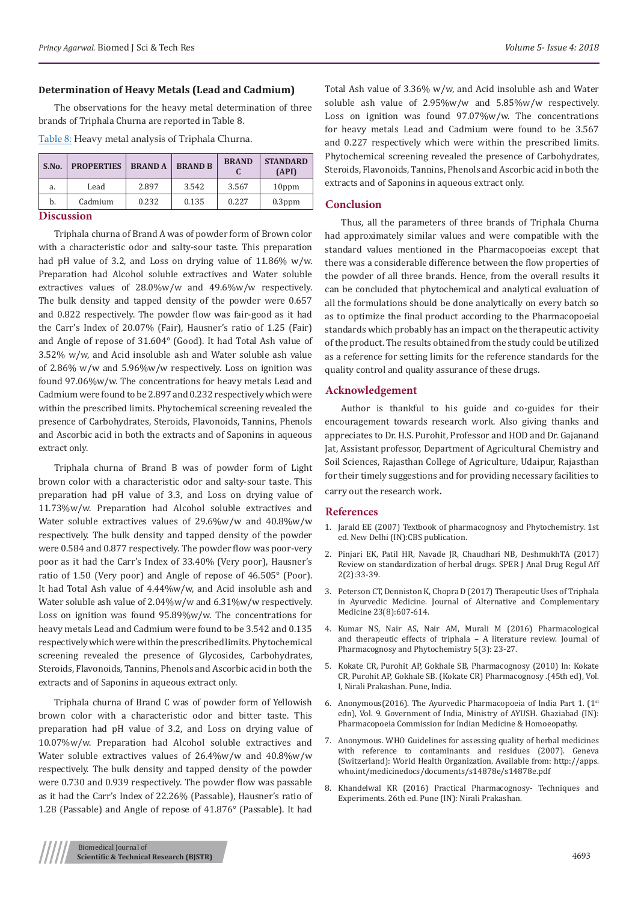### Determination of Heavy Metals (Lead and Cadmium)

The observations for the heavy metal determination of three brands of Triphala Churna are reported in Table 8.

Table 8: Heavy metal analysis of Triphala Churna.

| S.No. | PROPERTIES | BRAND A | BRAND B | BRAND C | STANDARD (API) |
|---|---|---|---|---|---|
| a. | Lead | 2.897 | 3.542 | 3.567 | 10ppm |
| b. | Cadmium | 0.232 | 0.135 | 0.227 | 0.3ppm |

## Discussion

Triphala churna of Brand A was of powder form of Brown color with a characteristic odor and salty-sour taste. This preparation had pH value of 3.2, and Loss on drying value of 11.86% w/w. Preparation had Alcohol soluble extractives and Water soluble extractives values of 28.0%w/w and 49.6%w/w respectively. The bulk density and tapped density of the powder were 0.657 and 0.822 respectively. The powder flow was fair-good as it had the Carr's Index of 20.07% (Fair), Hausner's ratio of 1.25 (Fair) and Angle of repose of 31.604° (Good). It had Total Ash value of 3.52% w/w, and Acid insoluble ash and Water soluble ash value of 2.86% w/w and 5.96%w/w respectively. Loss on ignition was found 97.06%w/w. The concentrations for heavy metals Lead and Cadmium were found to be 2.897 and 0.232 respectively which were within the prescribed limits. Phytochemical screening revealed the presence of Carbohydrates, Steroids, Flavonoids, Tannins, Phenols and Ascorbic acid in both the extracts and of Saponins in aqueous extract only.

Triphala churna of Brand B was of powder form of Light brown color with a characteristic odor and salty-sour taste. This preparation had pH value of 3.3, and Loss on drying value of 11.73%w/w. Preparation had Alcohol soluble extractives and Water soluble extractives of 29.6%w/w and 40.8%w/w respectively. The bulk density and tapped density of the powder were 0.584 and 0.877 respectively. The powder flow was poor-very poor as it had the Carr's Index of 33.40% (Very poor), Hausner's ratio of 1.50 (Very poor) and Angle of repose of 46.505° (Poor). It had Total Ash value of 4.44%w/w, and Acid insoluble ash and Water soluble ash value of 2.04%w/w and 6.31%w/w respectively. Loss on ignition was found 95.89%w/w. The concentrations for heavy metals Lead and Cadmium were found to be 3.542 and 0.135 respectively which were within the prescribed limits. Phytochemical screening revealed the presence of Glycosides, Carbohydrates, Steroids, Flavonoids, Tannins, Phenols and Ascorbic acid in both the extracts and of Saponins in aqueous extract only.

Triphala churna of Brand C was of powder form of Yellowish brown color with a characteristic odor and bitter taste. This preparation had pH value of 3.2, and Loss on drying value of 10.07%w/w. Preparation had Alcohol soluble extractives and Water soluble extractives values of 26.4%w/w and 40.8%w/w respectively. The bulk density and tapped density of the powder were 0.730 and 0.939 respectively. The powder flow was passable as it had the Carr's Index of 22.26% (Passable), Hausner's ratio of 1.28 (Passable) and Angle of repose of 41.876° (Passable). It had Total Ash value of 3.36% w/w, and Acid insoluble ash and Water soluble ash value of 2.95%w/w and 5.85%w/w respectively. Loss on ignition was found 97.07%w/w. The concentrations for heavy metals Lead and Cadmium were found to be 3.567 and 0.227 respectively which were within the prescribed limits. Phytochemical screening revealed the presence of Carbohydrates, Steroids, Flavonoids, Tannins, Phenols and Ascorbic acid in both the extracts and of Saponins in aqueous extract only.

## Conclusion

Thus, all the parameters of three brands of Triphala Churna had approximately similar values and were compatible with the standard values mentioned in the Pharmacopoeias except that there was a considerable difference between the flow properties of the powder of all three brands. Hence, from the overall results it can be concluded that phytochemical and analytical evaluation of all the formulations should be done analytically on every batch so as to optimize the final product according to the Pharmacopoeial standards which probably has an impact on the therapeutic activity of the product. The results obtained from the study could be utilized as a reference for setting limits for the reference standards for the quality control and quality assurance of these drugs.

## Acknowledgement

Author is thankful to his guide and co-guides for their encouragement towards research work. Also giving thanks and appreciates to Dr. H.S. Purohit, Professor and HOD and Dr. Gajanand Jat, Assistant professor, Department of Agricultural Chemistry and Soil Sciences, Rajasthan College of Agriculture, Udaipur, Rajasthan for their timely suggestions and for providing necessary facilities to carry out the research work.

## References

1. Jarald EE (2007) Textbook of pharmacognosy and Phytochemistry. 1st ed. New Delhi (IN):CBS publication.
2. Pinjari EK, Patil HR, Navade JR, Chaudhari NB, DeshmukhTA (2017) Review on standardization of herbal drugs. SPER J Anal Drug Regul Aff 2(2):33-39.
3. Peterson CT, Denniston K, Chopra D (2017) Therapeutic Uses of Triphala in Ayurvedic Medicine. Journal of Alternative and Complementary Medicine 23(8):607-614.
4. Kumar NS, Nair AS, Nair AM, Murali M (2016) Pharmacological and therapeutic effects of triphala – A literature review. Journal of Pharmacognosy and Phytochemistry 5(3): 23-27.
5. Kokate CR, Purohit AP, Gokhale SB, Pharmacognosy (2010) In: Kokate CR, Purohit AP, Gokhale SB. (Kokate CR) Pharmacognosy .(45th ed), Vol. I, Nirali Prakashan. Pune, India.
6. Anonymous(2016). The Ayurvedic Pharmacopoeia of India Part 1. (1st edn), Vol. 9. Government of India, Ministry of AYUSH. Ghaziabad (IN): Pharmacopoeia Commission for Indian Medicine & Homoeopathy.
7. Anonymous. WHO Guidelines for assessing quality of herbal medicines with reference to contaminants and residues (2007). Geneva (Switzerland): World Health Organization. Available from: http://apps.who.int/medicinedocs/documents/s14878e/s14878e.pdf
8. Khandelwal KR (2016) Practical Pharmacognosy- Techniques and Experiments. 26th ed. Pune (IN): Nirali Prakashan.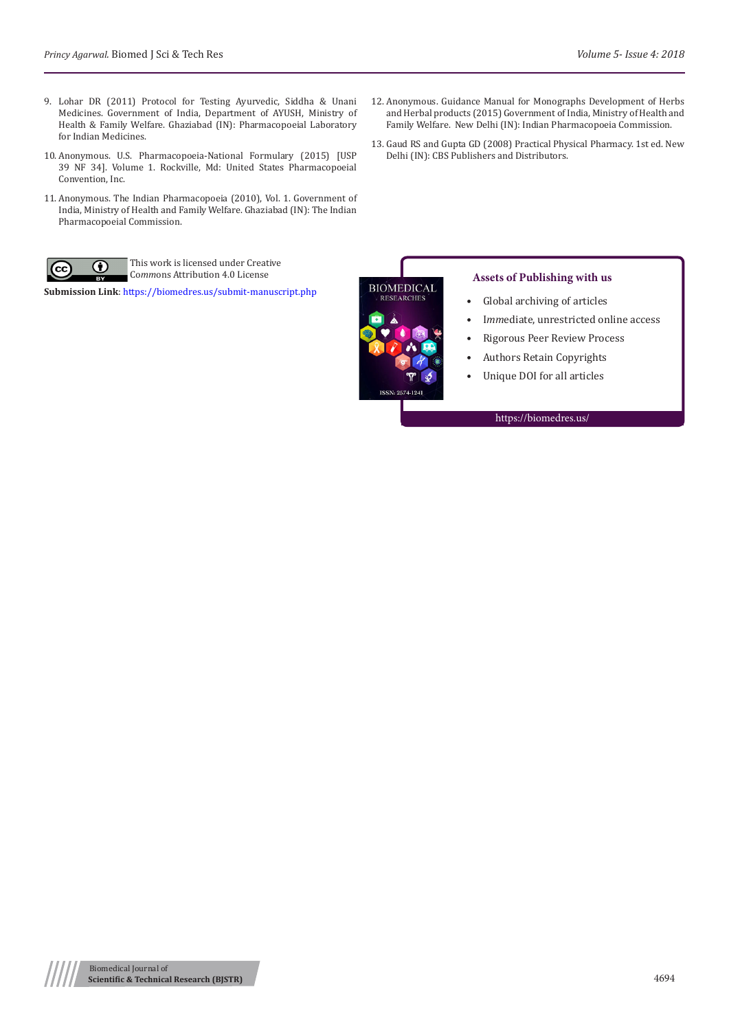9. Lohar DR (2011) Protocol for Testing Ayurvedic, Siddha & Unani Medicines. Government of India, Department of AYUSH, Ministry of Health & Family Welfare. Ghaziabad (IN): Pharmacopoeial Laboratory for Indian Medicines.
10. Anonymous. U.S. Pharmacopoeia-National Formulary (2015) [USP 39 NF 34]. Volume 1. Rockville, Md: United States Pharmacopoeial Convention, Inc.
11. Anonymous. The Indian Pharmacopoeia (2010), Vol. 1. Government of India, Ministry of Health and Family Welfare. Ghaziabad (IN): The Indian Pharmacopoeial Commission.
12. Anonymous. Guidance Manual for Monographs Development of Herbs and Herbal products (2015) Government of India, Ministry of Health and Family Welfare. New Delhi (IN): Indian Pharmacopoeia Commission.
13. Gaud RS and Gupta GD (2008) Practical Physical Pharmacy. 1st ed. New Delhi (IN): CBS Publishers and Distributors.

This work is licensed under Creative Commons Attribution 4.0 License

**Submission Link**: https://biomedres.us/submit-manuscript.php

BIOMEDICAL RESEARCHES

ISSN: 2574-1241

### Assets of Publishing with us

- Global archiving of articles
- Immediate, unrestricted online access
- Rigorous Peer Review Process
- Authors Retain Copyrights
- Unique DOI for all articles

https://biomedres.us/